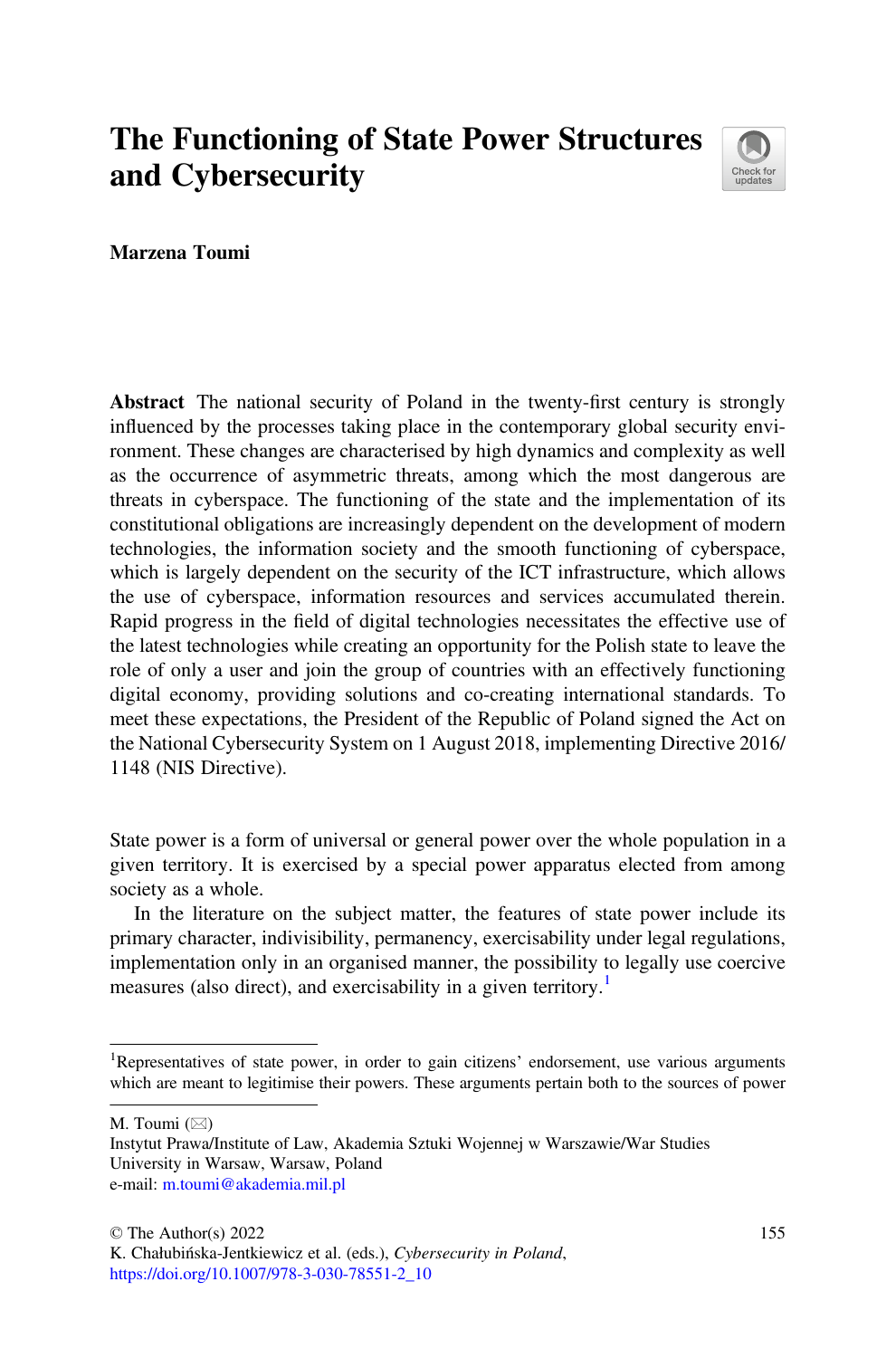# The Functioning of State Power Structures and Cybersecurity

**Marzena Toumi**

**Abstract** The national security of Poland in the twenty-first century is strongly influenced by the processes taking place in the contemporary global security environment. These changes are characterised by high dynamics and complexity as well as the occurrence of asymmetric threats, among which the most dangerous are threats in cyberspace. The functioning of the state and the implementation of its constitutional obligations are increasingly dependent on the development of modern technologies, the information society and the smooth functioning of cyberspace, which is largely dependent on the security of the ICT infrastructure, which allows the use of cyberspace, information resources and services accumulated therein. Rapid progress in the field of digital technologies necessitates the effective use of the latest technologies while creating an opportunity for the Polish state to leave the role of only a user and join the group of countries with an effectively functioning digital economy, providing solutions and co-creating international standards. To meet these expectations, the President of the Republic of Poland signed the Act on the National Cybersecurity System on 1 August 2018, implementing Directive 2016/1148 (NIS Directive).

State power is a form of universal or general power over the whole population in a given territory. It is exercised by a special power apparatus elected from among society as a whole.

In the literature on the subject matter, the features of state power include its primary character, indivisibility, permanency, exercisability under legal regulations, implementation only in an organised manner, the possibility to legally use coercive measures (also direct), and exercisability in a given territory.[1]

[1]Representatives of state power, in order to gain citizens' endorsement, use various arguments which are meant to legitimise their powers. These arguments pertain both to the sources of power

M. Toumi (✉)
Instytut Prawa/Institute of Law, Akademia Sztuki Wojennej w Warszawie/War Studies University in Warsaw, Warsaw, Poland
e-mail: m.toumi@akademia.mil.pl

© The Author(s) 2022
K. Chałubińska-Jentkiewicz et al. (eds.), *Cybersecurity in Poland*,
https://doi.org/10.1007/978-3-030-78551-2_10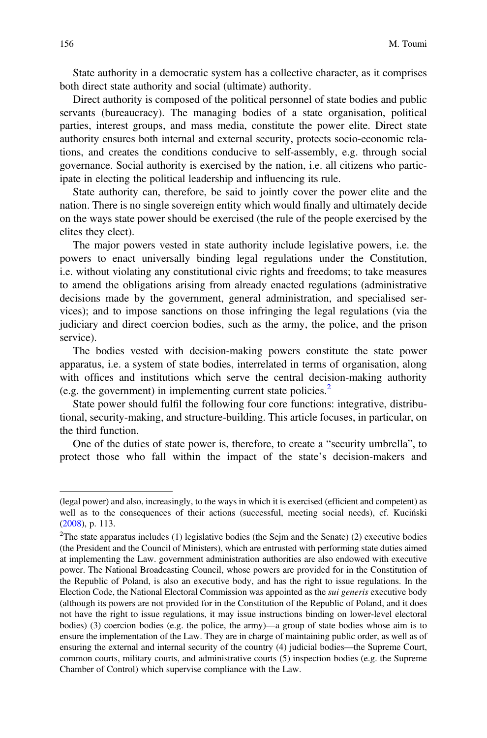State authority in a democratic system has a collective character, as it comprises both direct state authority and social (ultimate) authority.

Direct authority is composed of the political personnel of state bodies and public servants (bureaucracy). The managing bodies of a state organisation, political parties, interest groups, and mass media, constitute the power elite. Direct state authority ensures both internal and external security, protects socio-economic relations, and creates the conditions conducive to self-assembly, e.g. through social governance. Social authority is exercised by the nation, i.e. all citizens who participate in electing the political leadership and influencing its rule.

State authority can, therefore, be said to jointly cover the power elite and the nation. There is no single sovereign entity which would finally and ultimately decide on the ways state power should be exercised (the rule of the people exercised by the elites they elect).

The major powers vested in state authority include legislative powers, i.e. the powers to enact universally binding legal regulations under the Constitution, i.e. without violating any constitutional civic rights and freedoms; to take measures to amend the obligations arising from already enacted regulations (administrative decisions made by the government, general administration, and specialised services); and to impose sanctions on those infringing the legal regulations (via the judiciary and direct coercion bodies, such as the army, the police, and the prison service).

The bodies vested with decision-making powers constitute the state power apparatus, i.e. a system of state bodies, interrelated in terms of organisation, along with offices and institutions which serve the central decision-making authority (e.g. the government) in implementing current state policies.[2]

State power should fulfil the following four core functions: integrative, distributional, security-making, and structure-building. This article focuses, in particular, on the third function.

One of the duties of state power is, therefore, to create a "security umbrella", to protect those who fall within the impact of the state's decision-makers and

---

(legal power) and also, increasingly, to the ways in which it is exercised (efficient and competent) as well as to the consequences of their actions (successful, meeting social needs), cf. Kuciński (2008), p. 113.

[2]The state apparatus includes (1) legislative bodies (the Sejm and the Senate) (2) executive bodies (the President and the Council of Ministers), which are entrusted with performing state duties aimed at implementing the Law. government administration authorities are also endowed with executive power. The National Broadcasting Council, whose powers are provided for in the Constitution of the Republic of Poland, is also an executive body, and has the right to issue regulations. In the Election Code, the National Electoral Commission was appointed as the *sui generis* executive body (although its powers are not provided for in the Constitution of the Republic of Poland, and it does not have the right to issue regulations, it may issue instructions binding on lower-level electoral bodies) (3) coercion bodies (e.g. the police, the army)—a group of state bodies whose aim is to ensure the implementation of the Law. They are in charge of maintaining public order, as well as of ensuring the external and internal security of the country (4) judicial bodies—the Supreme Court, common courts, military courts, and administrative courts (5) inspection bodies (e.g. the Supreme Chamber of Control) which supervise compliance with the Law.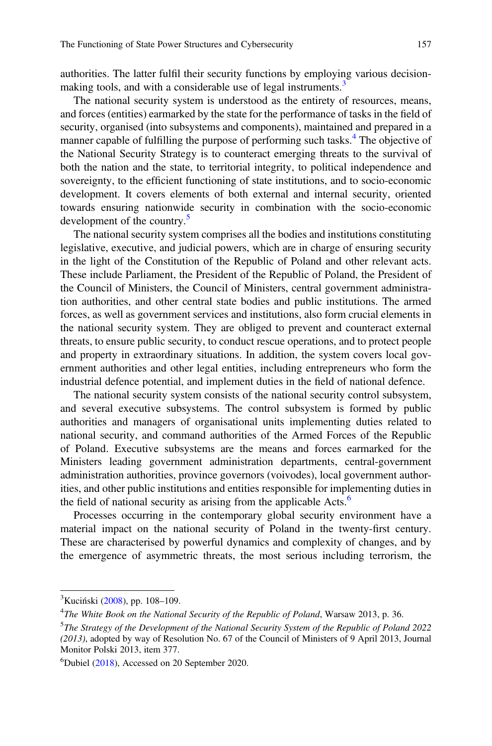authorities. The latter fulfil their security functions by employing various decision-making tools, and with a considerable use of legal instruments.[3]

The national security system is understood as the entirety of resources, means, and forces (entities) earmarked by the state for the performance of tasks in the field of security, organised (into subsystems and components), maintained and prepared in a manner capable of fulfilling the purpose of performing such tasks.[4] The objective of the National Security Strategy is to counteract emerging threats to the survival of both the nation and the state, to territorial integrity, to political independence and sovereignty, to the efficient functioning of state institutions, and to socio-economic development. It covers elements of both external and internal security, oriented towards ensuring nationwide security in combination with the socio-economic development of the country.[5]

The national security system comprises all the bodies and institutions constituting legislative, executive, and judicial powers, which are in charge of ensuring security in the light of the Constitution of the Republic of Poland and other relevant acts. These include Parliament, the President of the Republic of Poland, the President of the Council of Ministers, the Council of Ministers, central government administration authorities, and other central state bodies and public institutions. The armed forces, as well as government services and institutions, also form crucial elements in the national security system. They are obliged to prevent and counteract external threats, to ensure public security, to conduct rescue operations, and to protect people and property in extraordinary situations. In addition, the system covers local government authorities and other legal entities, including entrepreneurs who form the industrial defence potential, and implement duties in the field of national defence.

The national security system consists of the national security control subsystem, and several executive subsystems. The control subsystem is formed by public authorities and managers of organisational units implementing duties related to national security, and command authorities of the Armed Forces of the Republic of Poland. Executive subsystems are the means and forces earmarked for the Ministers leading government administration departments, central-government administration authorities, province governors (voivodes), local government authorities, and other public institutions and entities responsible for implementing duties in the field of national security as arising from the applicable Acts.[6]

Processes occurring in the contemporary global security environment have a material impact on the national security of Poland in the twenty-first century. These are characterised by powerful dynamics and complexity of changes, and by the emergence of asymmetric threats, the most serious including terrorism, the

---

[3] Kuciński (2008), pp. 108–109.

[4] *The White Book on the National Security of the Republic of Poland*, Warsaw 2013, p. 36.

[5] *The Strategy of the Development of the National Security System of the Republic of Poland 2022 (2013)*, adopted by way of Resolution No. 67 of the Council of Ministers of 9 April 2013, Journal Monitor Polski 2013, item 377.

[6] Dubiel (2018), Accessed on 20 September 2020.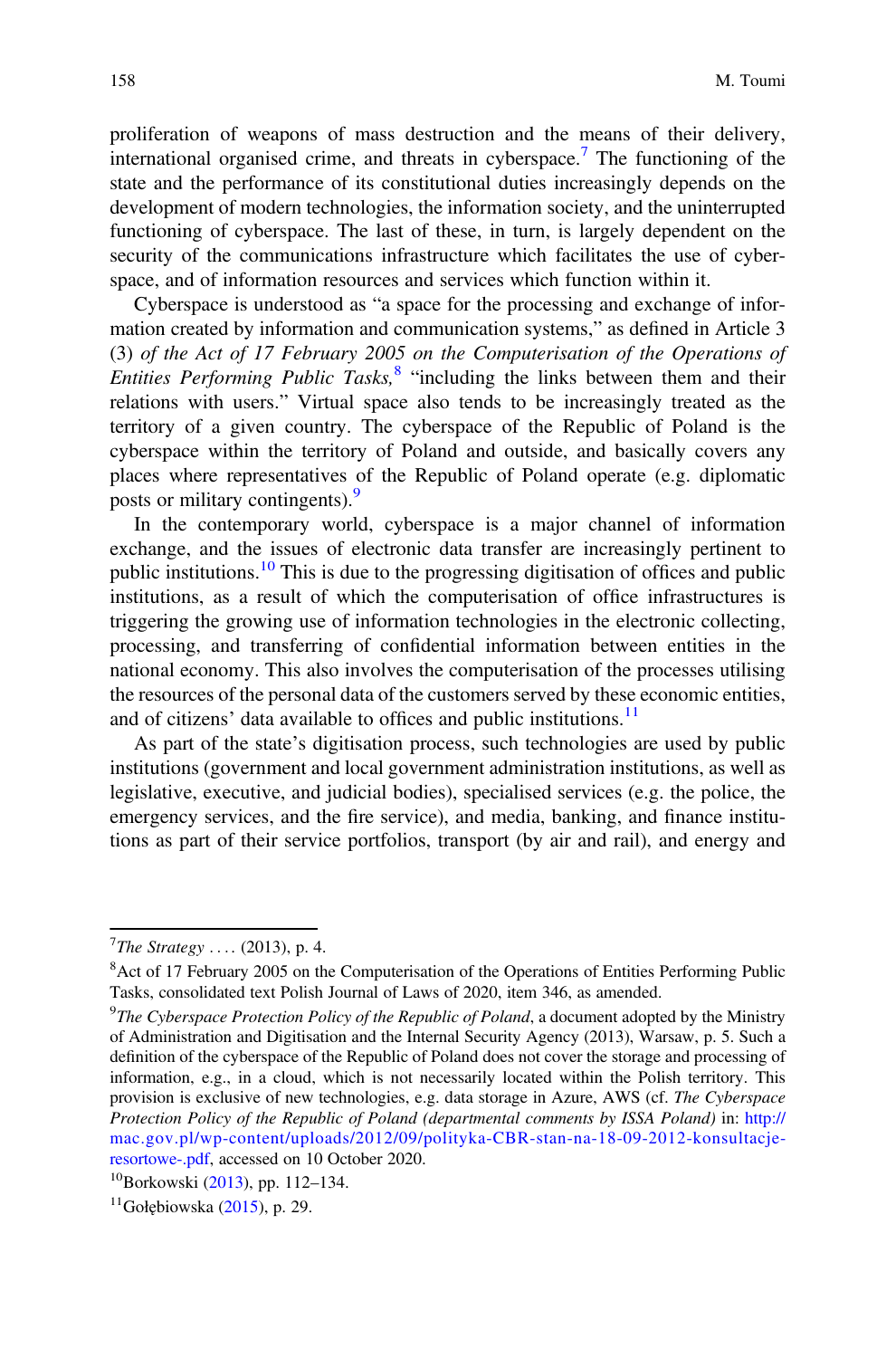proliferation of weapons of mass destruction and the means of their delivery, international organised crime, and threats in cyberspace.[7] The functioning of the state and the performance of its constitutional duties increasingly depends on the development of modern technologies, the information society, and the uninterrupted functioning of cyberspace. The last of these, in turn, is largely dependent on the security of the communications infrastructure which facilitates the use of cyberspace, and of information resources and services which function within it.

Cyberspace is understood as "a space for the processing and exchange of information created by information and communication systems," as defined in Article 3 (3) *of the Act of 17 February 2005 on the Computerisation of the Operations of Entities Performing Public Tasks,*[8] "including the links between them and their relations with users." Virtual space also tends to be increasingly treated as the territory of a given country. The cyberspace of the Republic of Poland is the cyberspace within the territory of Poland and outside, and basically covers any places where representatives of the Republic of Poland operate (e.g. diplomatic posts or military contingents).[9]

In the contemporary world, cyberspace is a major channel of information exchange, and the issues of electronic data transfer are increasingly pertinent to public institutions.[10] This is due to the progressing digitisation of offices and public institutions, as a result of which the computerisation of office infrastructures is triggering the growing use of information technologies in the electronic collecting, processing, and transferring of confidential information between entities in the national economy. This also involves the computerisation of the processes utilising the resources of the personal data of the customers served by these economic entities, and of citizens' data available to offices and public institutions.[11]

As part of the state's digitisation process, such technologies are used by public institutions (government and local government administration institutions, as well as legislative, executive, and judicial bodies), specialised services (e.g. the police, the emergency services, and the fire service), and media, banking, and finance institutions as part of their service portfolios, transport (by air and rail), and energy and

---

[7] *The Strategy* .... (2013), p. 4.

[8] Act of 17 February 2005 on the Computerisation of the Operations of Entities Performing Public Tasks, consolidated text Polish Journal of Laws of 2020, item 346, as amended.

[9] *The Cyberspace Protection Policy of the Republic of Poland*, a document adopted by the Ministry of Administration and Digitisation and the Internal Security Agency (2013), Warsaw, p. 5. Such a definition of the cyberspace of the Republic of Poland does not cover the storage and processing of information, e.g., in a cloud, which is not necessarily located within the Polish territory. This provision is exclusive of new technologies, e.g. data storage in Azure, AWS (cf. *The Cyberspace Protection Policy of the Republic of Poland (departmental comments by ISSA Poland)* in: http://mac.gov.pl/wp-content/uploads/2012/09/polityka-CBR-stan-na-18-09-2012-konsultacje-resortowe-.pdf, accessed on 10 October 2020.

[10] Borkowski (2013), pp. 112–134.

[11] Gołębiowska (2015), p. 29.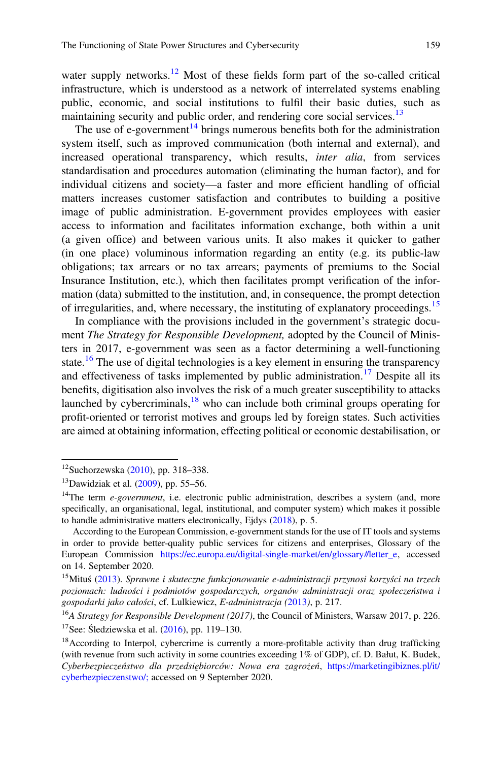water supply networks.[12] Most of these fields form part of the so-called critical infrastructure, which is understood as a network of interrelated systems enabling public, economic, and social institutions to fulfil their basic duties, such as maintaining security and public order, and rendering core social services.[13]

The use of e-government[14] brings numerous benefits both for the administration system itself, such as improved communication (both internal and external), and increased operational transparency, which results, *inter alia*, from services standardisation and procedures automation (eliminating the human factor), and for individual citizens and society—a faster and more efficient handling of official matters increases customer satisfaction and contributes to building a positive image of public administration. E-government provides employees with easier access to information and facilitates information exchange, both within a unit (a given office) and between various units. It also makes it quicker to gather (in one place) voluminous information regarding an entity (e.g. its public-law obligations; tax arrears or no tax arrears; payments of premiums to the Social Insurance Institution, etc.), which then facilitates prompt verification of the information (data) submitted to the institution, and, in consequence, the prompt detection of irregularities, and, where necessary, the instituting of explanatory proceedings.[15]

In compliance with the provisions included in the government's strategic document *The Strategy for Responsible Development,* adopted by the Council of Ministers in 2017, e-government was seen as a factor determining a well-functioning state.[16] The use of digital technologies is a key element in ensuring the transparency and effectiveness of tasks implemented by public administration.[17] Despite all its benefits, digitisation also involves the risk of a much greater susceptibility to attacks launched by cybercriminals,[18] who can include both criminal groups operating for profit-oriented or terrorist motives and groups led by foreign states. Such activities are aimed at obtaining information, effecting political or economic destabilisation, or

---

[12] Suchorzewska (2010), pp. 318–338.

[13] Dawidziak et al. (2009), pp. 55–56.

[14] The term *e-government*, i.e. electronic public administration, describes a system (and, more specifically, an organisational, legal, institutional, and computer system) which makes it possible to handle administrative matters electronically, Ejdys (2018), p. 5.

According to the European Commission, e-government stands for the use of IT tools and systems in order to provide better-quality public services for citizens and enterprises, Glossary of the European Commission https://ec.europa.eu/digital-single-market/en/glossary#letter_e, accessed on 14. September 2020.

[15] Mituś (2013). *Sprawne i skuteczne funkcjonowanie e-administracji przynosi korzyści na trzech poziomach: ludności i podmiotów gospodarczych, organów administracji oraz społeczeństwa i gospodarki jako całości*, cf. Lulkiewicz, *E-administracja (*2013*)*, p. 217.

[16] *A Strategy for Responsible Development (2017)*, the Council of Ministers, Warsaw 2017, p. 226.

[17] See: Śledziewska et al. (2016), pp. 119–130.

[18] According to Interpol, cybercrime is currently a more-profitable activity than drug trafficking (with revenue from such activity in some countries exceeding 1% of GDP), cf. D. Bałut, K. Budek, *Cyberbezpieczeństwo dla przedsiębiorców: Nowa era zagrożeń*, https://marketingibiznes.pl/it/cyberbezpieczenstwo/; accessed on 9 September 2020.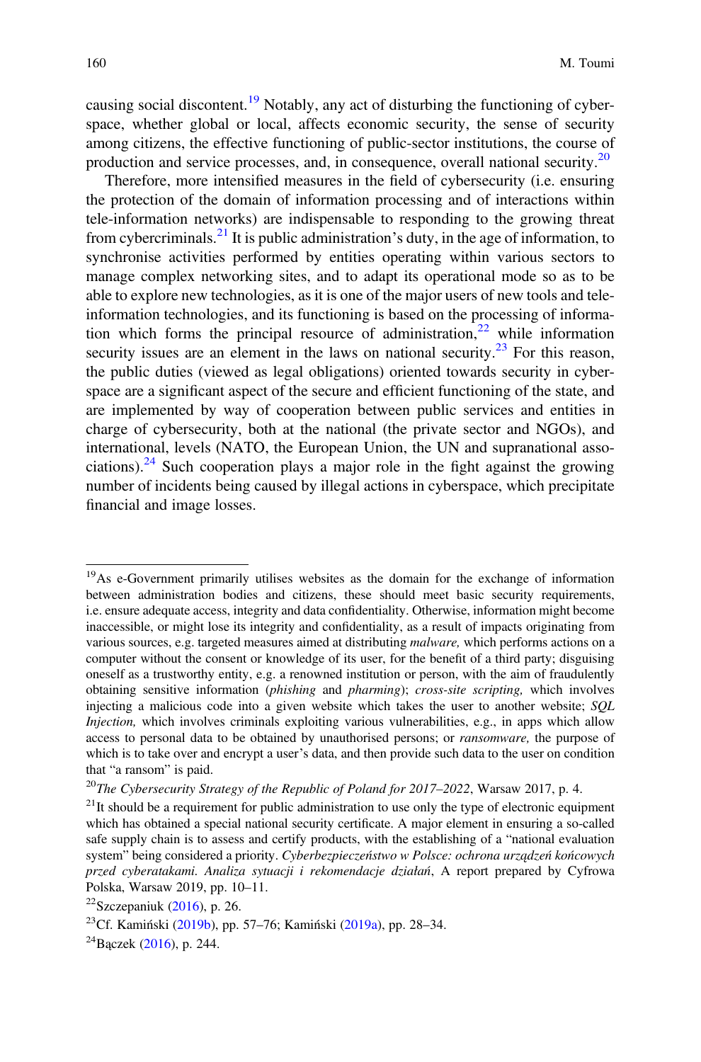causing social discontent.[19] Notably, any act of disturbing the functioning of cyberspace, whether global or local, affects economic security, the sense of security among citizens, the effective functioning of public-sector institutions, the course of production and service processes, and, in consequence, overall national security.[20]

Therefore, more intensified measures in the field of cybersecurity (i.e. ensuring the protection of the domain of information processing and of interactions within tele-information networks) are indispensable to responding to the growing threat from cybercriminals.[21] It is public administration's duty, in the age of information, to synchronise activities performed by entities operating within various sectors to manage complex networking sites, and to adapt its operational mode so as to be able to explore new technologies, as it is one of the major users of new tools and tele-information technologies, and its functioning is based on the processing of information which forms the principal resource of administration,[22] while information security issues are an element in the laws on national security.[23] For this reason, the public duties (viewed as legal obligations) oriented towards security in cyberspace are a significant aspect of the secure and efficient functioning of the state, and are implemented by way of cooperation between public services and entities in charge of cybersecurity, both at the national (the private sector and NGOs), and international, levels (NATO, the European Union, the UN and supranational associations).[24] Such cooperation plays a major role in the fight against the growing number of incidents being caused by illegal actions in cyberspace, which precipitate financial and image losses.

---

[19] As e-Government primarily utilises websites as the domain for the exchange of information between administration bodies and citizens, these should meet basic security requirements, i.e. ensure adequate access, integrity and data confidentiality. Otherwise, information might become inaccessible, or might lose its integrity and confidentiality, as a result of impacts originating from various sources, e.g. targeted measures aimed at distributing *malware,* which performs actions on a computer without the consent or knowledge of its user, for the benefit of a third party; disguising oneself as a trustworthy entity, e.g. a renowned institution or person, with the aim of fraudulently obtaining sensitive information (*phishing* and *pharming*); *cross-site scripting,* which involves injecting a malicious code into a given website which takes the user to another website; *SQL Injection,* which involves criminals exploiting various vulnerabilities, e.g., in apps which allow access to personal data to be obtained by unauthorised persons; or *ransomware,* the purpose of which is to take over and encrypt a user's data, and then provide such data to the user on condition that "a ransom" is paid.

[20] *The Cybersecurity Strategy of the Republic of Poland for 2017–2022*, Warsaw 2017, p. 4.

[21] It should be a requirement for public administration to use only the type of electronic equipment which has obtained a special national security certificate. A major element in ensuring a so-called safe supply chain is to assess and certify products, with the establishing of a "national evaluation system" being considered a priority. *Cyberbezpieczeństwo w Polsce: ochrona urządzeń końcowych przed cyberatakami. Analiza sytuacji i rekomendacje działań*, A report prepared by Cyfrowa Polska, Warsaw 2019, pp. 10–11.

[22] Szczepaniuk (2016), p. 26.

[23] Cf. Kamiński (2019b), pp. 57–76; Kamiński (2019a), pp. 28–34.

[24] Bączek (2016), p. 244.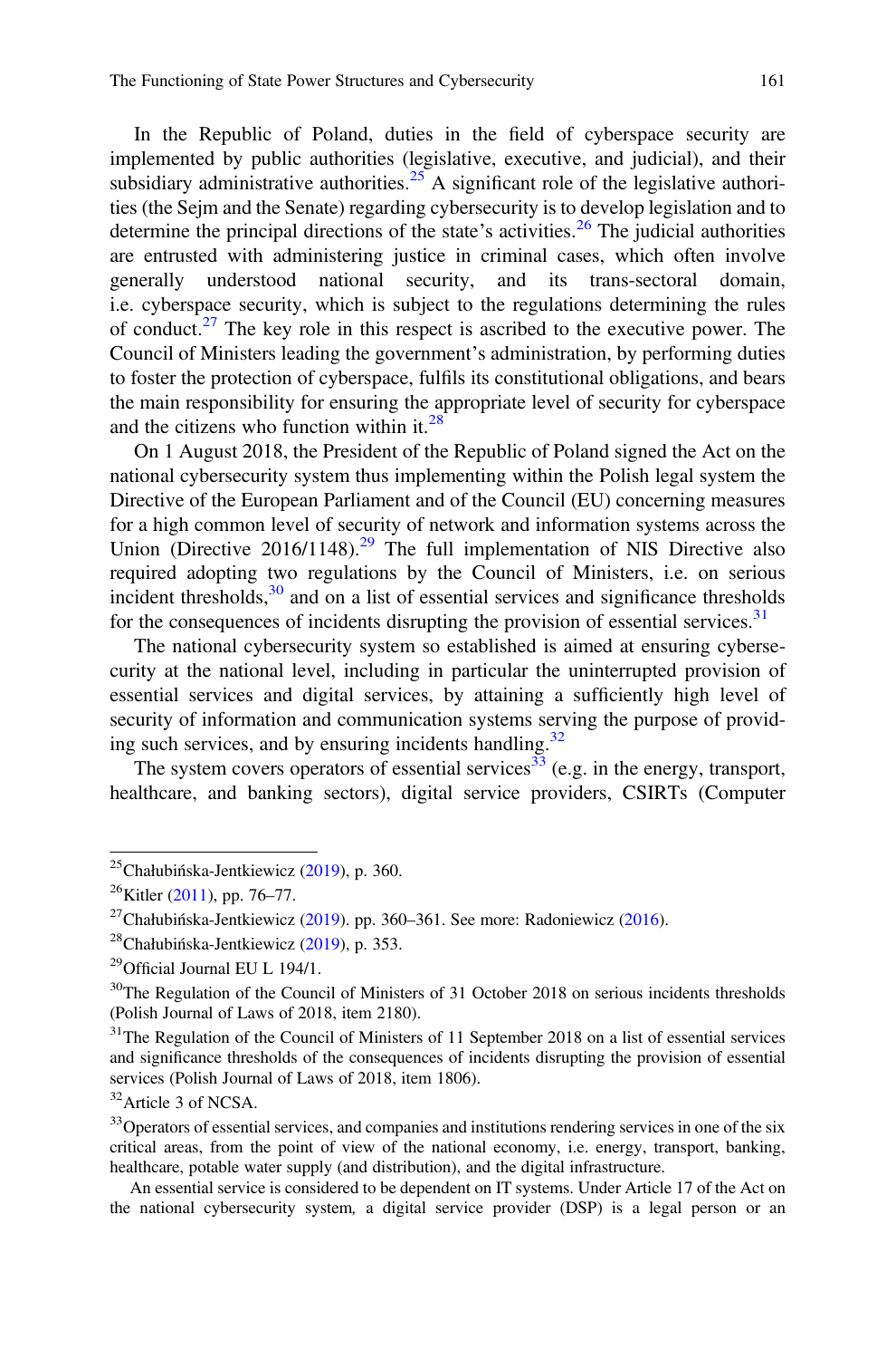In the Republic of Poland, duties in the field of cyberspace security are implemented by public authorities (legislative, executive, and judicial), and their subsidiary administrative authorities.[25] A significant role of the legislative authorities (the Sejm and the Senate) regarding cybersecurity is to develop legislation and to determine the principal directions of the state's activities.[26] The judicial authorities are entrusted with administering justice in criminal cases, which often involve generally understood national security, and its trans-sectoral domain, i.e. cyberspace security, which is subject to the regulations determining the rules of conduct.[27] The key role in this respect is ascribed to the executive power. The Council of Ministers leading the government's administration, by performing duties to foster the protection of cyberspace, fulfils its constitutional obligations, and bears the main responsibility for ensuring the appropriate level of security for cyberspace and the citizens who function within it.[28]

On 1 August 2018, the President of the Republic of Poland signed the Act on the national cybersecurity system thus implementing within the Polish legal system the Directive of the European Parliament and of the Council (EU) concerning measures for a high common level of security of network and information systems across the Union (Directive 2016/1148).[29] The full implementation of NIS Directive also required adopting two regulations by the Council of Ministers, i.e. on serious incident thresholds,[30] and on a list of essential services and significance thresholds for the consequences of incidents disrupting the provision of essential services.[31]

The national cybersecurity system so established is aimed at ensuring cybersecurity at the national level, including in particular the uninterrupted provision of essential services and digital services, by attaining a sufficiently high level of security of information and communication systems serving the purpose of providing such services, and by ensuring incidents handling.[32]

The system covers operators of essential services[33] (e.g. in the energy, transport, healthcare, and banking sectors), digital service providers, CSIRTs (Computer

---

[25] Chałubińska-Jentkiewicz (2019), p. 360.

[26] Kitler (2011), pp. 76–77.

[27] Chałubińska-Jentkiewicz (2019). pp. 360–361. See more: Radoniewicz (2016).

[28] Chałubińska-Jentkiewicz (2019), p. 353.

[29] Official Journal EU L 194/1.

[30] The Regulation of the Council of Ministers of 31 October 2018 on serious incidents thresholds (Polish Journal of Laws of 2018, item 2180).

[31] The Regulation of the Council of Ministers of 11 September 2018 on a list of essential services and significance thresholds of the consequences of incidents disrupting the provision of essential services (Polish Journal of Laws of 2018, item 1806).

[32] Article 3 of NCSA.

[33] Operators of essential services, and companies and institutions rendering services in one of the six critical areas, from the point of view of the national economy, i.e. energy, transport, banking, healthcare, potable water supply (and distribution), and the digital infrastructure.

An essential service is considered to be dependent on IT systems. Under Article 17 of the Act on the national cybersecurity system, a digital service provider (DSP) is a legal person or an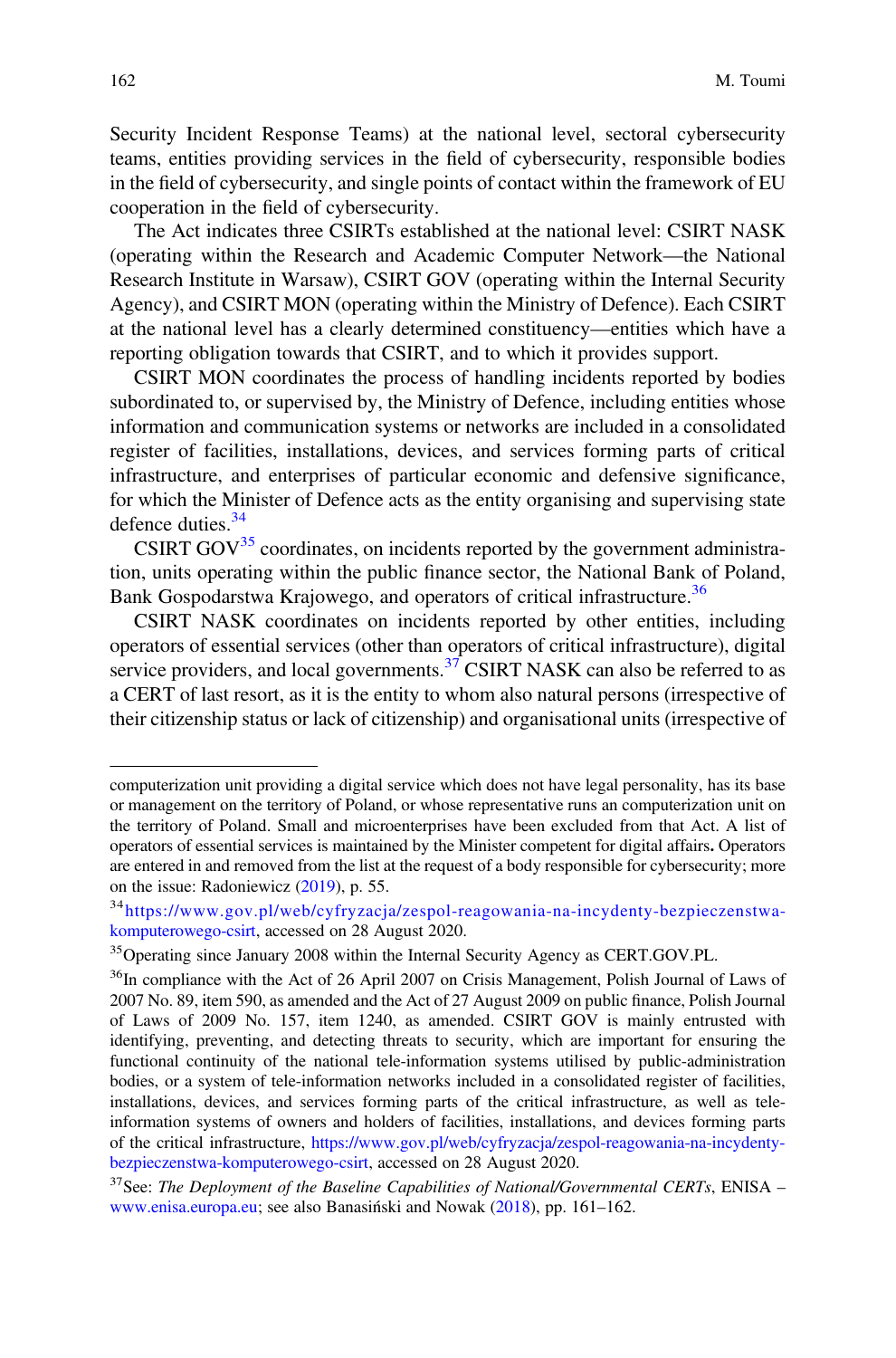Security Incident Response Teams) at the national level, sectoral cybersecurity teams, entities providing services in the field of cybersecurity, responsible bodies in the field of cybersecurity, and single points of contact within the framework of EU cooperation in the field of cybersecurity.

The Act indicates three CSIRTs established at the national level: CSIRT NASK (operating within the Research and Academic Computer Network—the National Research Institute in Warsaw), CSIRT GOV (operating within the Internal Security Agency), and CSIRT MON (operating within the Ministry of Defence). Each CSIRT at the national level has a clearly determined constituency—entities which have a reporting obligation towards that CSIRT, and to which it provides support.

CSIRT MON coordinates the process of handling incidents reported by bodies subordinated to, or supervised by, the Ministry of Defence, including entities whose information and communication systems or networks are included in a consolidated register of facilities, installations, devices, and services forming parts of critical infrastructure, and enterprises of particular economic and defensive significance, for which the Minister of Defence acts as the entity organising and supervising state defence duties.[34]

CSIRT GOV[35] coordinates, on incidents reported by the government administration, units operating within the public finance sector, the National Bank of Poland, Bank Gospodarstwa Krajowego, and operators of critical infrastructure.[36]

CSIRT NASK coordinates on incidents reported by other entities, including operators of essential services (other than operators of critical infrastructure), digital service providers, and local governments.[37] CSIRT NASK can also be referred to as a CERT of last resort, as it is the entity to whom also natural persons (irrespective of their citizenship status or lack of citizenship) and organisational units (irrespective of

---

computerization unit providing a digital service which does not have legal personality, has its base or management on the territory of Poland, or whose representative runs an computerization unit on the territory of Poland. Small and microenterprises have been excluded from that Act. A list of operators of essential services is maintained by the Minister competent for digital affairs**.** Operators are entered in and removed from the list at the request of a body responsible for cybersecurity; more on the issue: Radoniewicz (2019), p. 55.

[34] https://www.gov.pl/web/cyfryzacja/zespol-reagowania-na-incydenty-bezpieczenstwa-komputerowego-csirt, accessed on 28 August 2020.

[35] Operating since January 2008 within the Internal Security Agency as CERT.GOV.PL.

[36] In compliance with the Act of 26 April 2007 on Crisis Management, Polish Journal of Laws of 2007 No. 89, item 590, as amended and the Act of 27 August 2009 on public finance, Polish Journal of Laws of 2009 No. 157, item 1240, as amended. CSIRT GOV is mainly entrusted with identifying, preventing, and detecting threats to security, which are important for ensuring the functional continuity of the national tele-information systems utilised by public-administration bodies, or a system of tele-information networks included in a consolidated register of facilities, installations, devices, and services forming parts of the critical infrastructure, as well as tele-information systems of owners and holders of facilities, installations, and devices forming parts of the critical infrastructure, https://www.gov.pl/web/cyfryzacja/zespol-reagowania-na-incydenty-bezpieczenstwa-komputerowego-csirt, accessed on 28 August 2020.

[37] See: *The Deployment of the Baseline Capabilities of National/Governmental CERTs*, ENISA – www.enisa.europa.eu; see also Banasiński and Nowak (2018), pp. 161–162.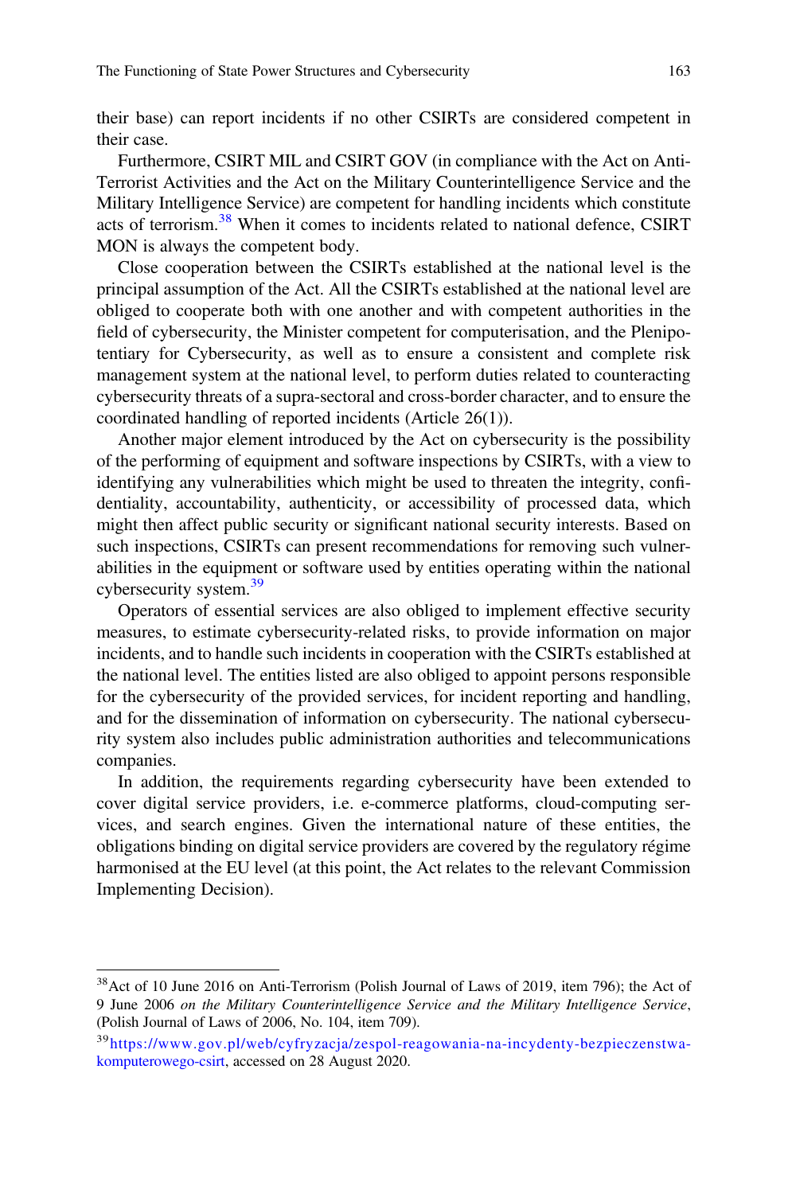their base) can report incidents if no other CSIRTs are considered competent in their case.

Furthermore, CSIRT MIL and CSIRT GOV (in compliance with the Act on Anti-Terrorist Activities and the Act on the Military Counterintelligence Service and the Military Intelligence Service) are competent for handling incidents which constitute acts of terrorism.[38] When it comes to incidents related to national defence, CSIRT MON is always the competent body.

Close cooperation between the CSIRTs established at the national level is the principal assumption of the Act. All the CSIRTs established at the national level are obliged to cooperate both with one another and with competent authorities in the field of cybersecurity, the Minister competent for computerisation, and the Plenipotentiary for Cybersecurity, as well as to ensure a consistent and complete risk management system at the national level, to perform duties related to counteracting cybersecurity threats of a supra-sectoral and cross-border character, and to ensure the coordinated handling of reported incidents (Article 26(1)).

Another major element introduced by the Act on cybersecurity is the possibility of the performing of equipment and software inspections by CSIRTs, with a view to identifying any vulnerabilities which might be used to threaten the integrity, confidentiality, accountability, authenticity, or accessibility of processed data, which might then affect public security or significant national security interests. Based on such inspections, CSIRTs can present recommendations for removing such vulnerabilities in the equipment or software used by entities operating within the national cybersecurity system.[39]

Operators of essential services are also obliged to implement effective security measures, to estimate cybersecurity-related risks, to provide information on major incidents, and to handle such incidents in cooperation with the CSIRTs established at the national level. The entities listed are also obliged to appoint persons responsible for the cybersecurity of the provided services, for incident reporting and handling, and for the dissemination of information on cybersecurity. The national cybersecurity system also includes public administration authorities and telecommunications companies.

In addition, the requirements regarding cybersecurity have been extended to cover digital service providers, i.e. e-commerce platforms, cloud-computing services, and search engines. Given the international nature of these entities, the obligations binding on digital service providers are covered by the regulatory régime harmonised at the EU level (at this point, the Act relates to the relevant Commission Implementing Decision).

---

[38] Act of 10 June 2016 on Anti-Terrorism (Polish Journal of Laws of 2019, item 796); the Act of 9 June 2006 *on the Military Counterintelligence Service and the Military Intelligence Service*, (Polish Journal of Laws of 2006, No. 104, item 709).

[39] https://www.gov.pl/web/cyfryzacja/zespol-reagowania-na-incydenty-bezpieczenstwa-komputerowego-csirt, accessed on 28 August 2020.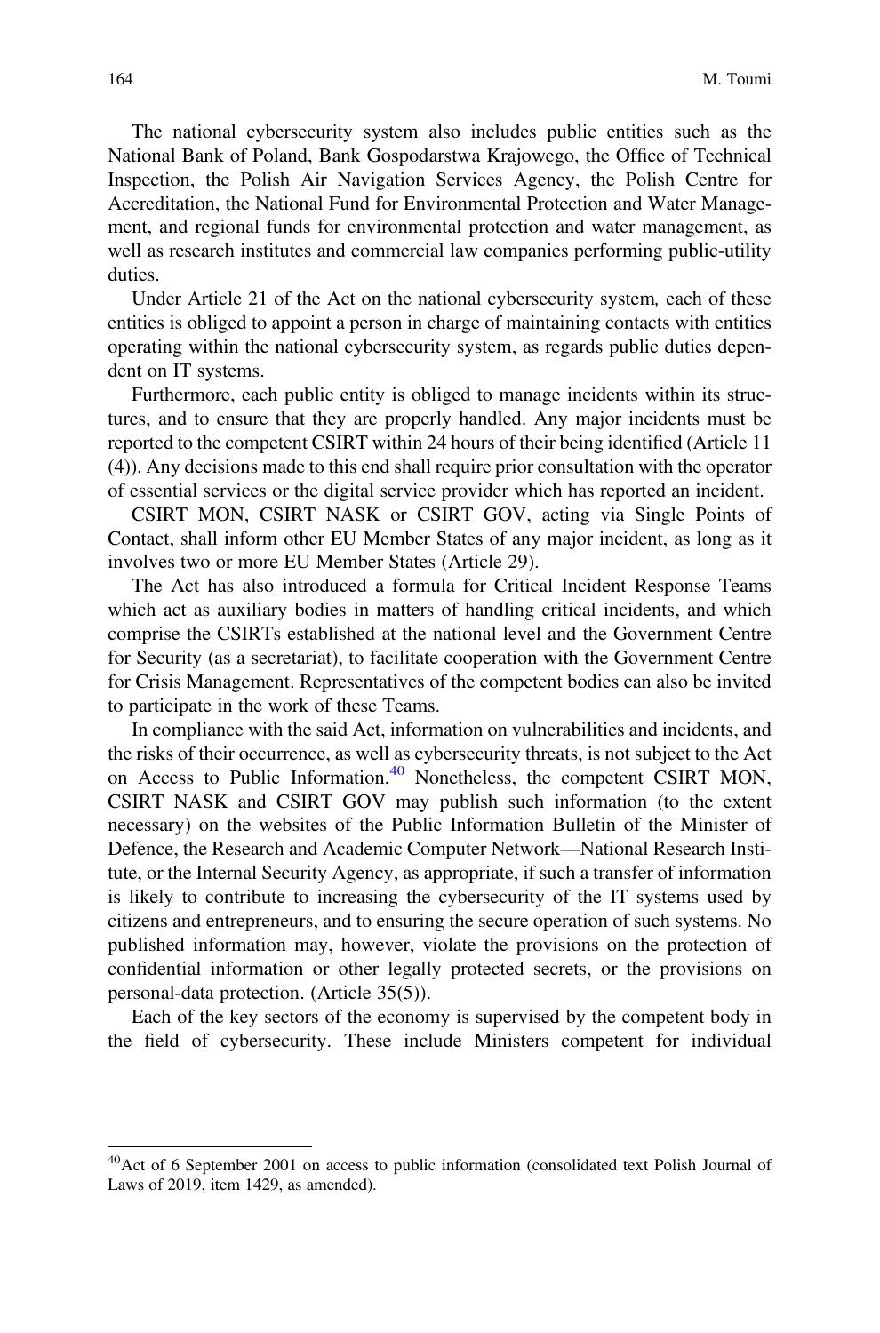The national cybersecurity system also includes public entities such as the National Bank of Poland, Bank Gospodarstwa Krajowego, the Office of Technical Inspection, the Polish Air Navigation Services Agency, the Polish Centre for Accreditation, the National Fund for Environmental Protection and Water Management, and regional funds for environmental protection and water management, as well as research institutes and commercial law companies performing public-utility duties.

Under Article 21 of the Act on the national cybersecurity system*,* each of these entities is obliged to appoint a person in charge of maintaining contacts with entities operating within the national cybersecurity system, as regards public duties dependent on IT systems.

Furthermore, each public entity is obliged to manage incidents within its structures, and to ensure that they are properly handled. Any major incidents must be reported to the competent CSIRT within 24 hours of their being identified (Article 11 (4)). Any decisions made to this end shall require prior consultation with the operator of essential services or the digital service provider which has reported an incident.

CSIRT MON, CSIRT NASK or CSIRT GOV, acting via Single Points of Contact, shall inform other EU Member States of any major incident, as long as it involves two or more EU Member States (Article 29).

The Act has also introduced a formula for Critical Incident Response Teams which act as auxiliary bodies in matters of handling critical incidents, and which comprise the CSIRTs established at the national level and the Government Centre for Security (as a secretariat), to facilitate cooperation with the Government Centre for Crisis Management. Representatives of the competent bodies can also be invited to participate in the work of these Teams.

In compliance with the said Act, information on vulnerabilities and incidents, and the risks of their occurrence, as well as cybersecurity threats, is not subject to the Act on Access to Public Information.[40] Nonetheless, the competent CSIRT MON, CSIRT NASK and CSIRT GOV may publish such information (to the extent necessary) on the websites of the Public Information Bulletin of the Minister of Defence, the Research and Academic Computer Network—National Research Institute, or the Internal Security Agency, as appropriate, if such a transfer of information is likely to contribute to increasing the cybersecurity of the IT systems used by citizens and entrepreneurs, and to ensuring the secure operation of such systems. No published information may, however, violate the provisions on the protection of confidential information or other legally protected secrets, or the provisions on personal-data protection. (Article 35(5)).

Each of the key sectors of the economy is supervised by the competent body in the field of cybersecurity. These include Ministers competent for individual

[40] Act of 6 September 2001 on access to public information (consolidated text Polish Journal of Laws of 2019, item 1429, as amended).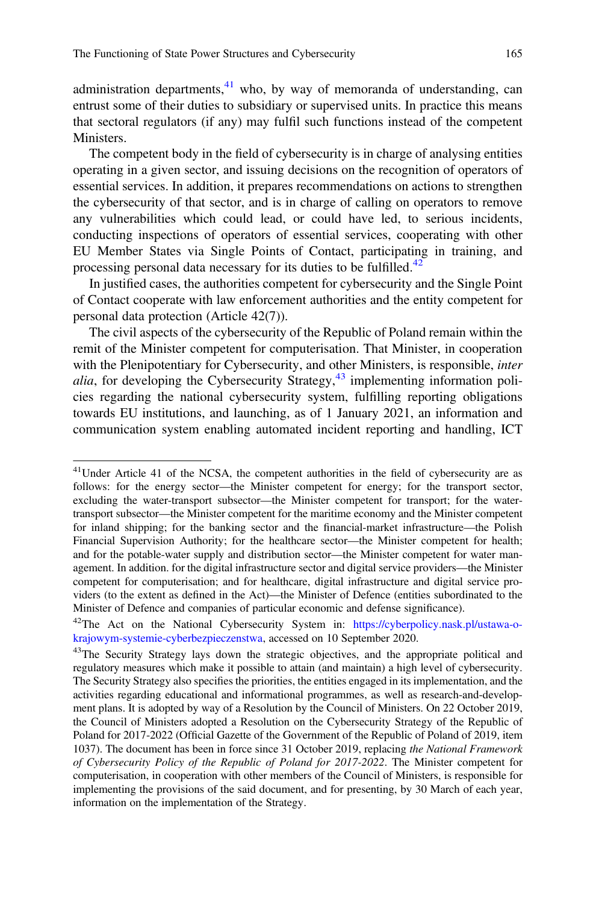administration departments,[41] who, by way of memoranda of understanding, can entrust some of their duties to subsidiary or supervised units. In practice this means that sectoral regulators (if any) may fulfil such functions instead of the competent Ministers.

The competent body in the field of cybersecurity is in charge of analysing entities operating in a given sector, and issuing decisions on the recognition of operators of essential services. In addition, it prepares recommendations on actions to strengthen the cybersecurity of that sector, and is in charge of calling on operators to remove any vulnerabilities which could lead, or could have led, to serious incidents, conducting inspections of operators of essential services, cooperating with other EU Member States via Single Points of Contact, participating in training, and processing personal data necessary for its duties to be fulfilled.[42]

In justified cases, the authorities competent for cybersecurity and the Single Point of Contact cooperate with law enforcement authorities and the entity competent for personal data protection (Article 42(7)).

The civil aspects of the cybersecurity of the Republic of Poland remain within the remit of the Minister competent for computerisation. That Minister, in cooperation with the Plenipotentiary for Cybersecurity, and other Ministers, is responsible, *inter alia*, for developing the Cybersecurity Strategy,[43] implementing information policies regarding the national cybersecurity system, fulfilling reporting obligations towards EU institutions, and launching, as of 1 January 2021, an information and communication system enabling automated incident reporting and handling, ICT

---

[41] Under Article 41 of the NCSA, the competent authorities in the field of cybersecurity are as follows: for the energy sector—the Minister competent for energy; for the transport sector, excluding the water-transport subsector—the Minister competent for transport; for the water-transport subsector—the Minister competent for the maritime economy and the Minister competent for inland shipping; for the banking sector and the financial-market infrastructure—the Polish Financial Supervision Authority; for the healthcare sector—the Minister competent for health; and for the potable-water supply and distribution sector—the Minister competent for water management. In addition. for the digital infrastructure sector and digital service providers—the Minister competent for computerisation; and for healthcare, digital infrastructure and digital service providers (to the extent as defined in the Act)—the Minister of Defence (entities subordinated to the Minister of Defence and companies of particular economic and defense significance).

[42] The Act on the National Cybersecurity System in: https://cyberpolicy.nask.pl/ustawa-o-krajowym-systemie-cyberbezpieczenstwa, accessed on 10 September 2020.

[43] The Security Strategy lays down the strategic objectives, and the appropriate political and regulatory measures which make it possible to attain (and maintain) a high level of cybersecurity. The Security Strategy also specifies the priorities, the entities engaged in its implementation, and the activities regarding educational and informational programmes, as well as research-and-development plans. It is adopted by way of a Resolution by the Council of Ministers. On 22 October 2019, the Council of Ministers adopted a Resolution on the Cybersecurity Strategy of the Republic of Poland for 2017-2022 (Official Gazette of the Government of the Republic of Poland of 2019, item 1037). The document has been in force since 31 October 2019, replacing *the National Framework of Cybersecurity Policy of the Republic of Poland for 2017-2022*. The Minister competent for computerisation, in cooperation with other members of the Council of Ministers, is responsible for implementing the provisions of the said document, and for presenting, by 30 March of each year, information on the implementation of the Strategy.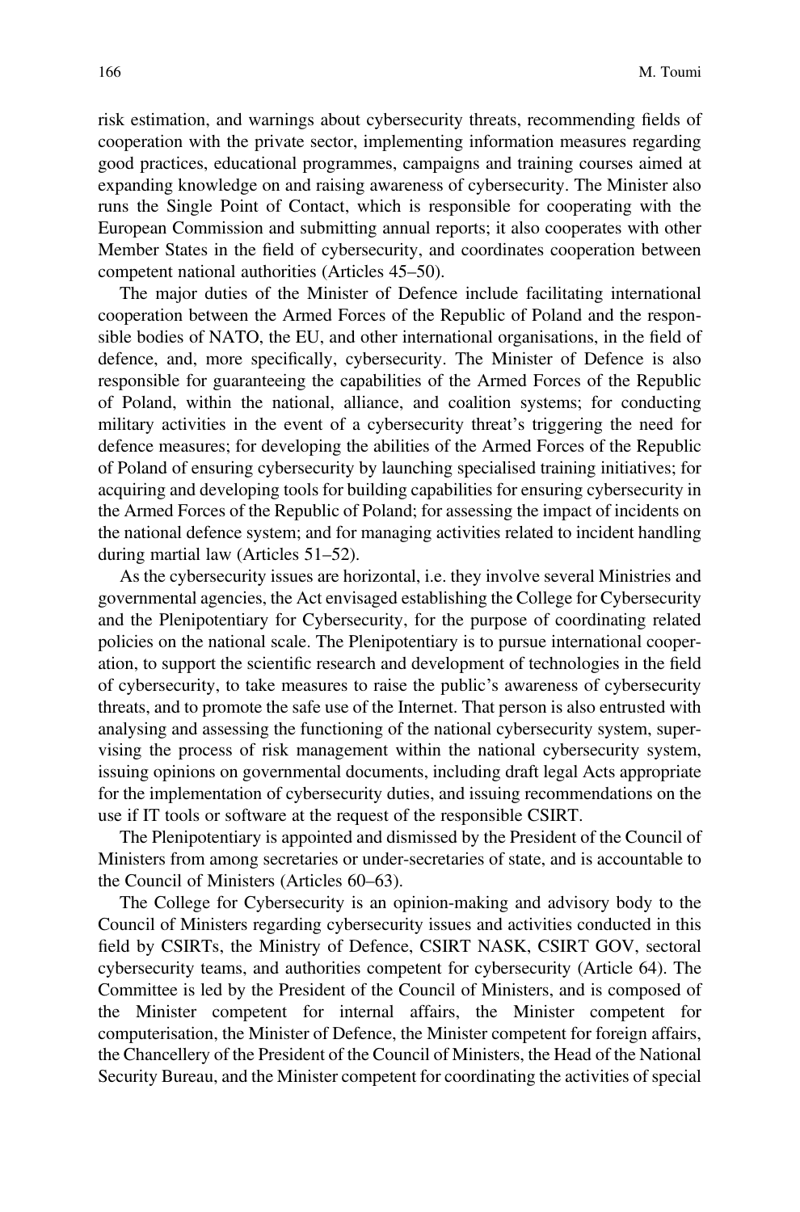risk estimation, and warnings about cybersecurity threats, recommending fields of cooperation with the private sector, implementing information measures regarding good practices, educational programmes, campaigns and training courses aimed at expanding knowledge on and raising awareness of cybersecurity. The Minister also runs the Single Point of Contact, which is responsible for cooperating with the European Commission and submitting annual reports; it also cooperates with other Member States in the field of cybersecurity, and coordinates cooperation between competent national authorities (Articles 45–50).

The major duties of the Minister of Defence include facilitating international cooperation between the Armed Forces of the Republic of Poland and the responsible bodies of NATO, the EU, and other international organisations, in the field of defence, and, more specifically, cybersecurity. The Minister of Defence is also responsible for guaranteeing the capabilities of the Armed Forces of the Republic of Poland, within the national, alliance, and coalition systems; for conducting military activities in the event of a cybersecurity threat's triggering the need for defence measures; for developing the abilities of the Armed Forces of the Republic of Poland of ensuring cybersecurity by launching specialised training initiatives; for acquiring and developing tools for building capabilities for ensuring cybersecurity in the Armed Forces of the Republic of Poland; for assessing the impact of incidents on the national defence system; and for managing activities related to incident handling during martial law (Articles 51–52).

As the cybersecurity issues are horizontal, i.e. they involve several Ministries and governmental agencies, the Act envisaged establishing the College for Cybersecurity and the Plenipotentiary for Cybersecurity, for the purpose of coordinating related policies on the national scale. The Plenipotentiary is to pursue international cooperation, to support the scientific research and development of technologies in the field of cybersecurity, to take measures to raise the public's awareness of cybersecurity threats, and to promote the safe use of the Internet. That person is also entrusted with analysing and assessing the functioning of the national cybersecurity system, supervising the process of risk management within the national cybersecurity system, issuing opinions on governmental documents, including draft legal Acts appropriate for the implementation of cybersecurity duties, and issuing recommendations on the use if IT tools or software at the request of the responsible CSIRT.

The Plenipotentiary is appointed and dismissed by the President of the Council of Ministers from among secretaries or under-secretaries of state, and is accountable to the Council of Ministers (Articles 60–63).

The College for Cybersecurity is an opinion-making and advisory body to the Council of Ministers regarding cybersecurity issues and activities conducted in this field by CSIRTs, the Ministry of Defence, CSIRT NASK, CSIRT GOV, sectoral cybersecurity teams, and authorities competent for cybersecurity (Article 64). The Committee is led by the President of the Council of Ministers, and is composed of the Minister competent for internal affairs, the Minister competent for computerisation, the Minister of Defence, the Minister competent for foreign affairs, the Chancellery of the President of the Council of Ministers, the Head of the National Security Bureau, and the Minister competent for coordinating the activities of special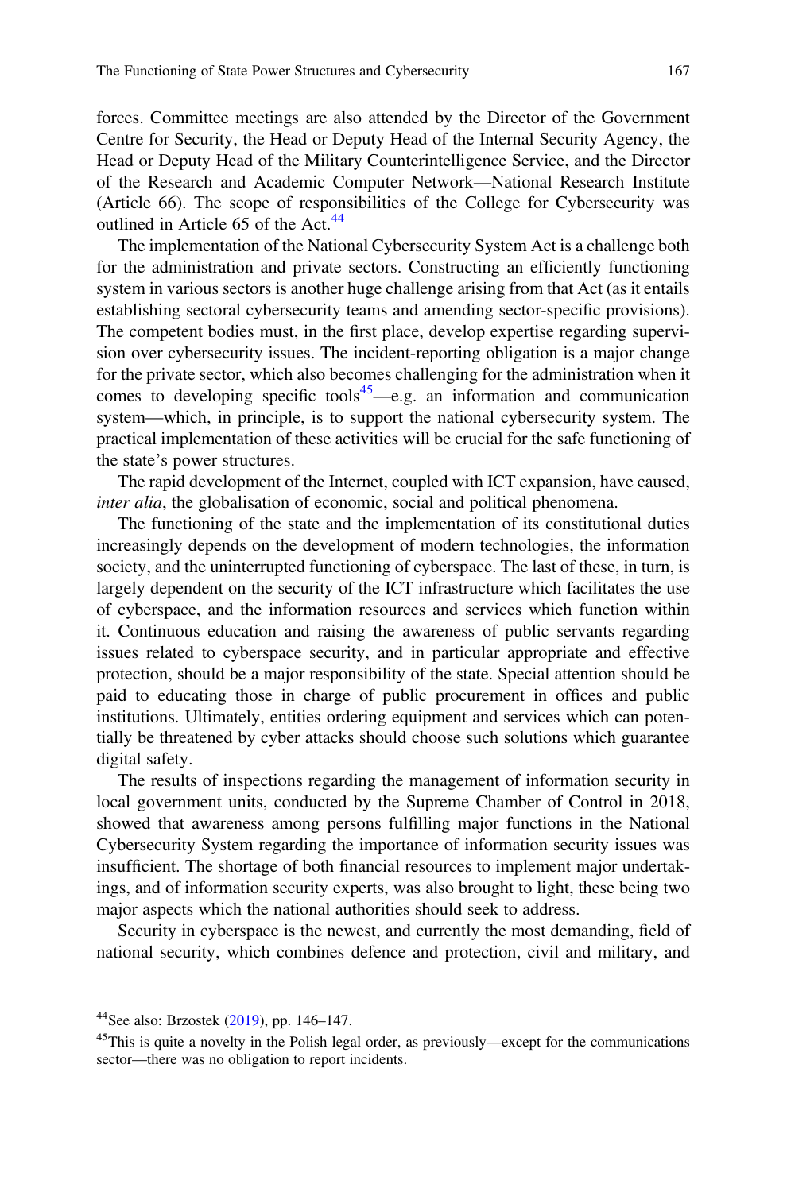forces. Committee meetings are also attended by the Director of the Government Centre for Security, the Head or Deputy Head of the Internal Security Agency, the Head or Deputy Head of the Military Counterintelligence Service, and the Director of the Research and Academic Computer Network—National Research Institute (Article 66). The scope of responsibilities of the College for Cybersecurity was outlined in Article 65 of the Act.[44]

The implementation of the National Cybersecurity System Act is a challenge both for the administration and private sectors. Constructing an efficiently functioning system in various sectors is another huge challenge arising from that Act (as it entails establishing sectoral cybersecurity teams and amending sector-specific provisions). The competent bodies must, in the first place, develop expertise regarding supervision over cybersecurity issues. The incident-reporting obligation is a major change for the private sector, which also becomes challenging for the administration when it comes to developing specific tools[45]—e.g. an information and communication system—which, in principle, is to support the national cybersecurity system. The practical implementation of these activities will be crucial for the safe functioning of the state's power structures.

The rapid development of the Internet, coupled with ICT expansion, have caused, *inter alia*, the globalisation of economic, social and political phenomena.

The functioning of the state and the implementation of its constitutional duties increasingly depends on the development of modern technologies, the information society, and the uninterrupted functioning of cyberspace. The last of these, in turn, is largely dependent on the security of the ICT infrastructure which facilitates the use of cyberspace, and the information resources and services which function within it. Continuous education and raising the awareness of public servants regarding issues related to cyberspace security, and in particular appropriate and effective protection, should be a major responsibility of the state. Special attention should be paid to educating those in charge of public procurement in offices and public institutions. Ultimately, entities ordering equipment and services which can potentially be threatened by cyber attacks should choose such solutions which guarantee digital safety.

The results of inspections regarding the management of information security in local government units, conducted by the Supreme Chamber of Control in 2018, showed that awareness among persons fulfilling major functions in the National Cybersecurity System regarding the importance of information security issues was insufficient. The shortage of both financial resources to implement major undertakings, and of information security experts, was also brought to light, these being two major aspects which the national authorities should seek to address.

Security in cyberspace is the newest, and currently the most demanding, field of national security, which combines defence and protection, civil and military, and

---

[44] See also: Brzostek (2019), pp. 146–147.

[45] This is quite a novelty in the Polish legal order, as previously—except for the communications sector—there was no obligation to report incidents.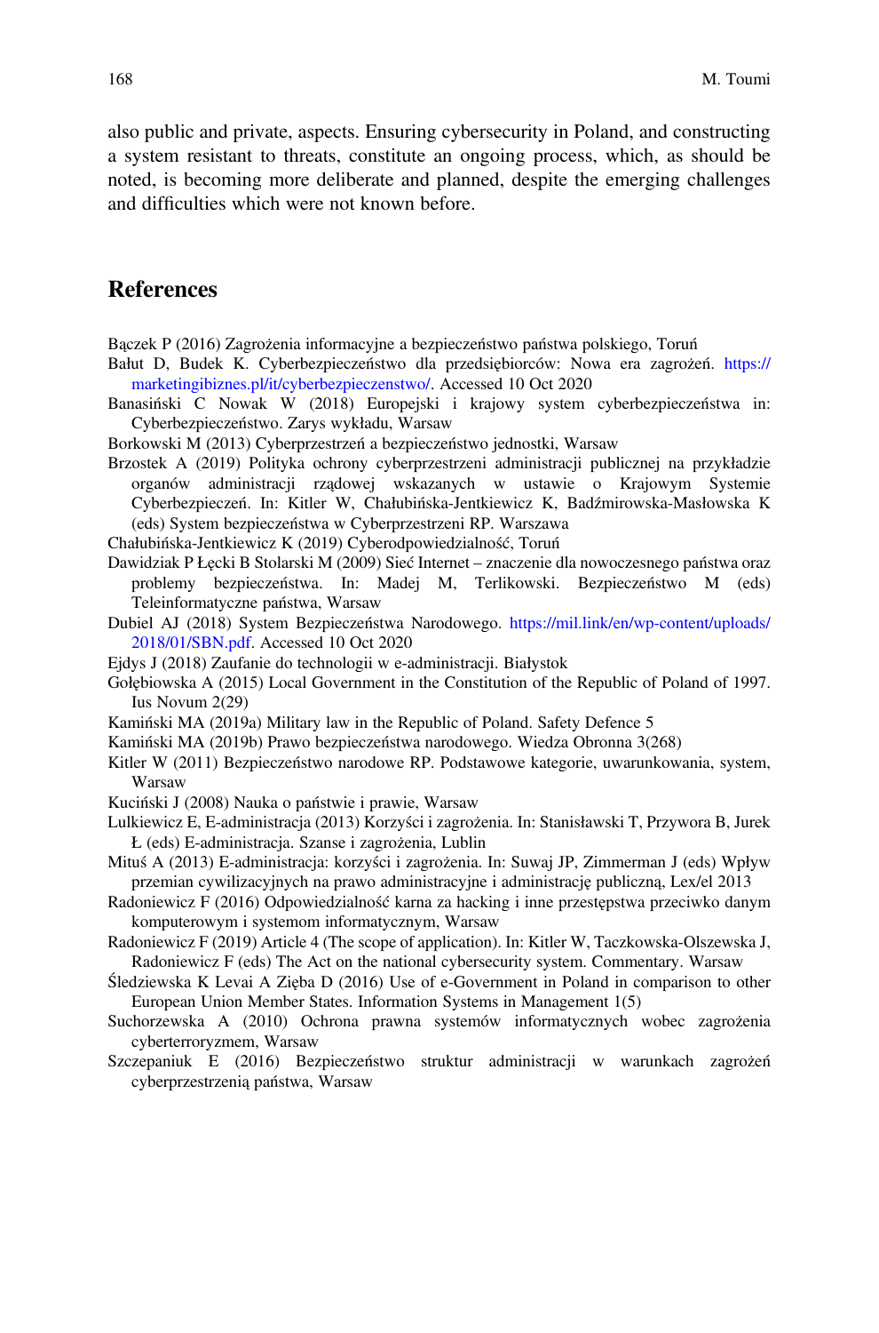also public and private, aspects. Ensuring cybersecurity in Poland, and constructing a system resistant to threats, constitute an ongoing process, which, as should be noted, is becoming more deliberate and planned, despite the emerging challenges and difficulties which were not known before.

## References

Bączek P (2016) Zagrożenia informacyjne a bezpieczeństwo państwa polskiego, Toruń

Bałut D, Budek K. Cyberbezpieczeństwo dla przedsiębiorców: Nowa era zagrożeń. https://marketingibiznes.pl/it/cyberbezpieczenstwo/. Accessed 10 Oct 2020

Banasiński C Nowak W (2018) Europejski i krajowy system cyberbezpieczeństwa in: Cyberbezpieczeństwo. Zarys wykładu, Warsaw

Borkowski M (2013) Cyberprzestrzeń a bezpieczeństwo jednostki, Warsaw

Brzostek A (2019) Polityka ochrony cyberprzestrzeni administracji publicznej na przykładzie organów administracji rządowej wskazanych w ustawie o Krajowym Systemie Cyberbezpieczeń. In: Kitler W, Chałubińska-Jentkiewicz K, Badźmirowska-Masłowska K (eds) System bezpieczeństwa w Cyberprzestrzeni RP. Warszawa

Chałubińska-Jentkiewicz K (2019) Cyberodpowiedzialność, Toruń

Dawidziak P Łęcki B Stolarski M (2009) Sieć Internet – znaczenie dla nowoczesnego państwa oraz problemy bezpieczeństwa. In: Madej M, Terlikowski. Bezpieczeństwo M (eds) Teleinformatyczne państwa, Warsaw

Dubiel AJ (2018) System Bezpieczeństwa Narodowego. https://mil.link/en/wp-content/uploads/2018/01/SBN.pdf. Accessed 10 Oct 2020

Ejdys J (2018) Zaufanie do technologii w e-administracji. Białystok

Gołębiowska A (2015) Local Government in the Constitution of the Republic of Poland of 1997. Ius Novum 2(29)

Kamiński MA (2019a) Military law in the Republic of Poland. Safety Defence 5

Kamiński MA (2019b) Prawo bezpieczeństwa narodowego. Wiedza Obronna 3(268)

Kitler W (2011) Bezpieczeństwo narodowe RP. Podstawowe kategorie, uwarunkowania, system, Warsaw

Kuciński J (2008) Nauka o państwie i prawie, Warsaw

Lulkiewicz E, E-administracja (2013) Korzyści i zagrożenia. In: Stanisławski T, Przywora B, Jurek Ł (eds) E-administracja. Szanse i zagrożenia, Lublin

Mituś A (2013) E-administracja: korzyści i zagrożenia. In: Suwaj JP, Zimmerman J (eds) Wpływ przemian cywilizacyjnych na prawo administracyjne i administrację publiczną, Lex/el 2013

Radoniewicz F (2016) Odpowiedzialność karna za hacking i inne przestępstwa przeciwko danym komputerowym i systemom informatycznym, Warsaw

Radoniewicz F (2019) Article 4 (The scope of application). In: Kitler W, Taczkowska-Olszewska J, Radoniewicz F (eds) The Act on the national cybersecurity system. Commentary. Warsaw

Śledziewska K Levai A Zięba D (2016) Use of e-Government in Poland in comparison to other European Union Member States. Information Systems in Management 1(5)

Suchorzewska A (2010) Ochrona prawna systemów informatycznych wobec zagrożenia cyberterroryzmem, Warsaw

Szczepaniuk E (2016) Bezpieczeństwo struktur administracji w warunkach zagrożeń cyberprzestrzenią państwa, Warsaw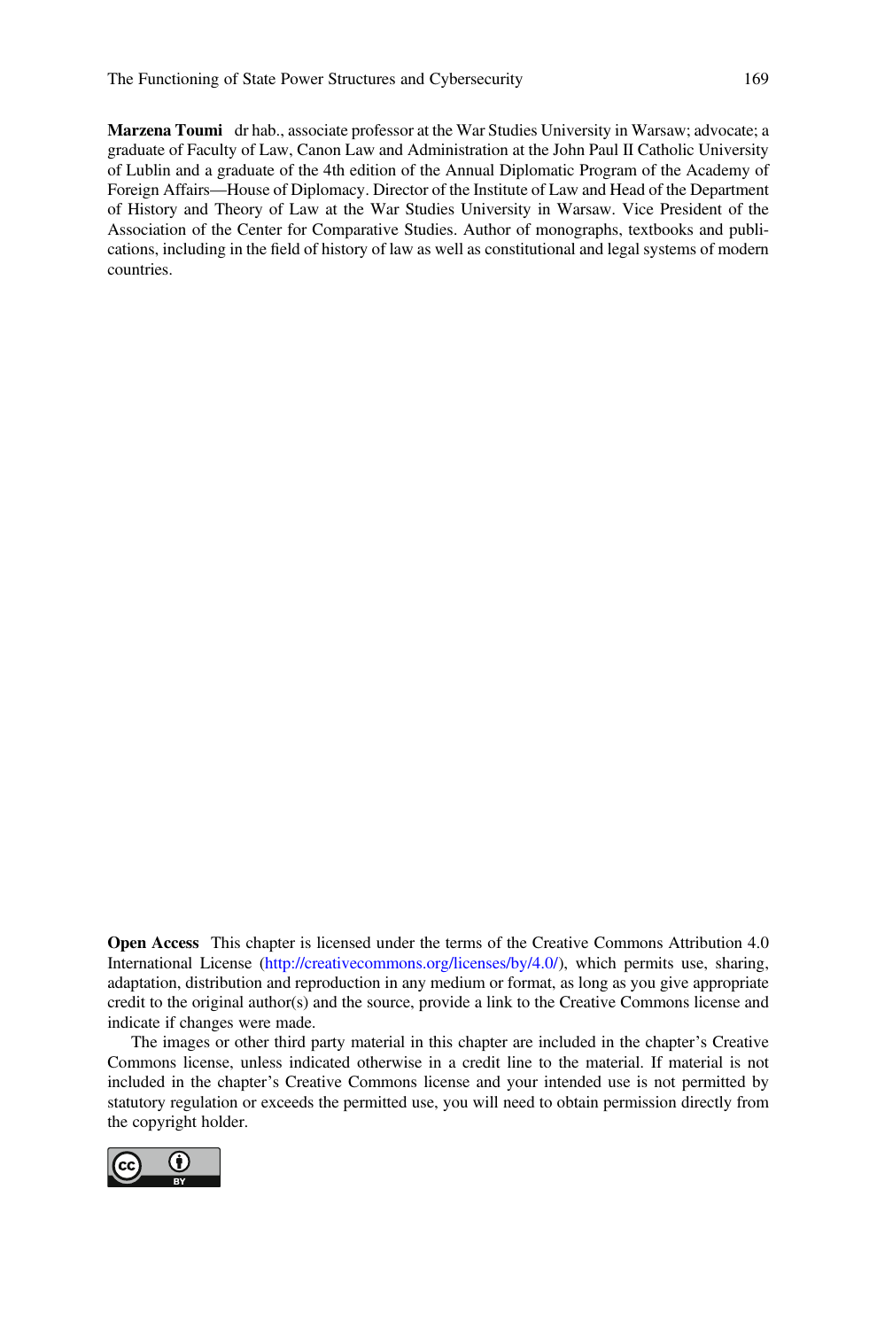**Marzena Toumi** dr hab., associate professor at the War Studies University in Warsaw; advocate; a graduate of Faculty of Law, Canon Law and Administration at the John Paul II Catholic University of Lublin and a graduate of the 4th edition of the Annual Diplomatic Program of the Academy of Foreign Affairs—House of Diplomacy. Director of the Institute of Law and Head of the Department of History and Theory of Law at the War Studies University in Warsaw. Vice President of the Association of the Center for Comparative Studies. Author of monographs, textbooks and publications, including in the field of history of law as well as constitutional and legal systems of modern countries.

**Open Access** This chapter is licensed under the terms of the Creative Commons Attribution 4.0 International License (http://creativecommons.org/licenses/by/4.0/), which permits use, sharing, adaptation, distribution and reproduction in any medium or format, as long as you give appropriate credit to the original author(s) and the source, provide a link to the Creative Commons license and indicate if changes were made.

The images or other third party material in this chapter are included in the chapter's Creative Commons license, unless indicated otherwise in a credit line to the material. If material is not included in the chapter's Creative Commons license and your intended use is not permitted by statutory regulation or exceeds the permitted use, you will need to obtain permission directly from the copyright holder.